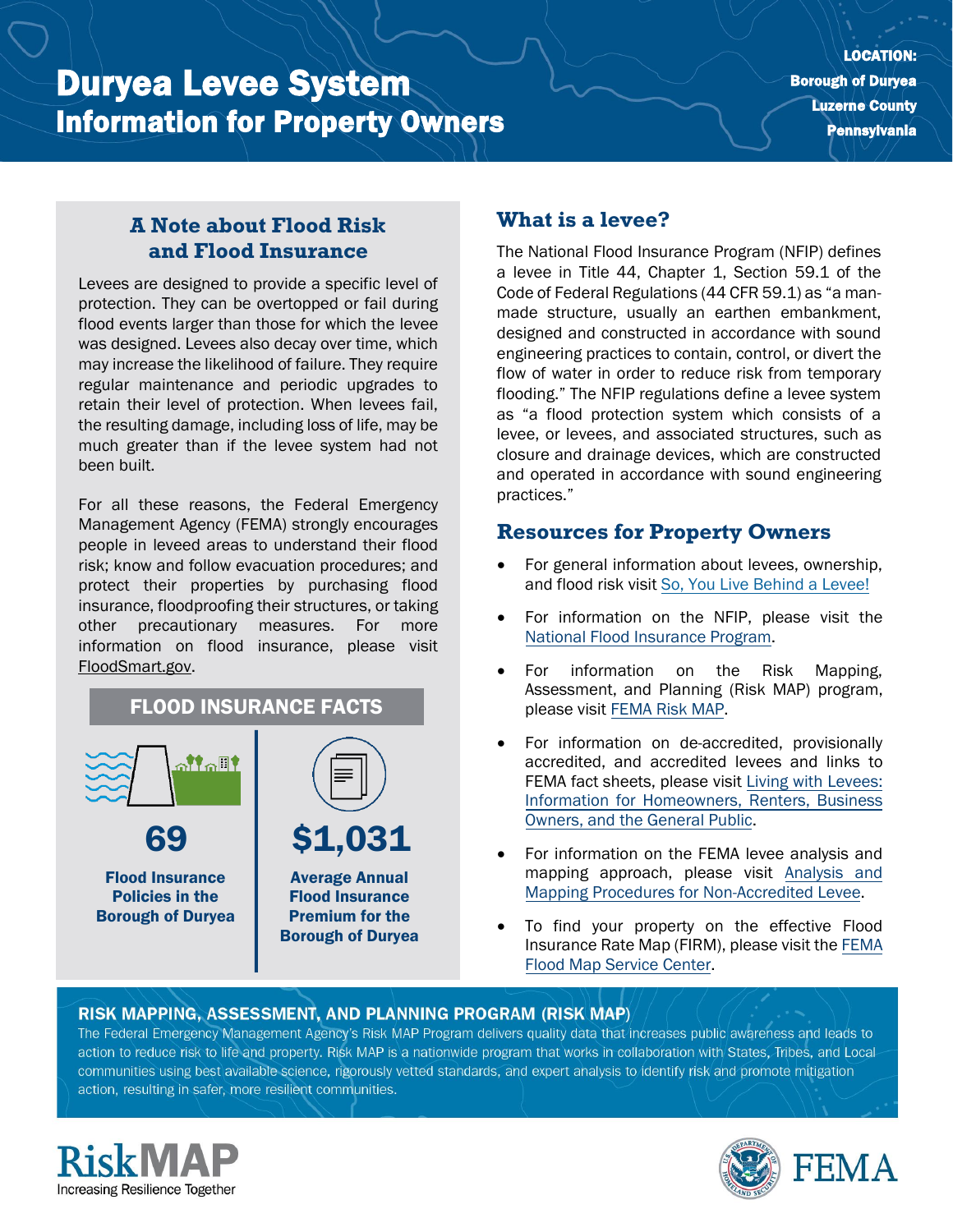# Duryea Levee System
## Information for Property Owners

**LOCATION:**
**Borough of Duryea**
**Luzerne County**
**Pennsylvania**

### A Note about Flood Risk and Flood Insurance

Levees are designed to provide a specific level of protection. They can be overtopped or fail during flood events larger than those for which the levee was designed. Levees also decay over time, which may increase the likelihood of failure. They require regular maintenance and periodic upgrades to retain their level of protection. When levees fail, the resulting damage, including loss of life, may be much greater than if the levee system had not been built.

For all these reasons, the Federal Emergency Management Agency (FEMA) strongly encourages people in leveed areas to understand their flood risk; know and follow evacuation procedures; and protect their properties by purchasing flood insurance, floodproofing their structures, or taking other precautionary measures. For more information on flood insurance, please visit FloodSmart.gov.

### FLOOD INSURANCE FACTS

**69**

**Flood Insurance Policies in the Borough of Duryea**

**$1,031**

**Average Annual Flood Insurance Premium for the Borough of Duryea**

### What is a levee?

The National Flood Insurance Program (NFIP) defines a levee in Title 44, Chapter 1, Section 59.1 of the Code of Federal Regulations (44 CFR 59.1) as "a man-made structure, usually an earthen embankment, designed and constructed in accordance with sound engineering practices to contain, control, or divert the flow of water in order to reduce risk from temporary flooding." The NFIP regulations define a levee system as "a flood protection system which consists of a levee, or levees, and associated structures, such as closure and drainage devices, which are constructed and operated in accordance with sound engineering practices."

### Resources for Property Owners

- For general information about levees, ownership, and flood risk visit So, You Live Behind a Levee!
- For information on the NFIP, please visit the National Flood Insurance Program.
- For information on the Risk Mapping, Assessment, and Planning (Risk MAP) program, please visit FEMA Risk MAP.
- For information on de-accredited, provisionally accredited, and accredited levees and links to FEMA fact sheets, please visit Living with Levees: Information for Homeowners, Renters, Business Owners, and the General Public.
- For information on the FEMA levee analysis and mapping approach, please visit Analysis and Mapping Procedures for Non-Accredited Levee.
- To find your property on the effective Flood Insurance Rate Map (FIRM), please visit the FEMA Flood Map Service Center.

### RISK MAPPING, ASSESSMENT, AND PLANNING PROGRAM (RISK MAP)

The Federal Emergency Management Agency's Risk MAP Program delivers quality data that increases public awareness and leads to action to reduce risk to life and property. Risk MAP is a nationwide program that works in collaboration with States, Tribes, and Local communities using best available science, rigorously vetted standards, and expert analysis to identify risk and promote mitigation action, resulting in safer, more resilient communities.

RiskMAP Increasing Resilience Together

FEMA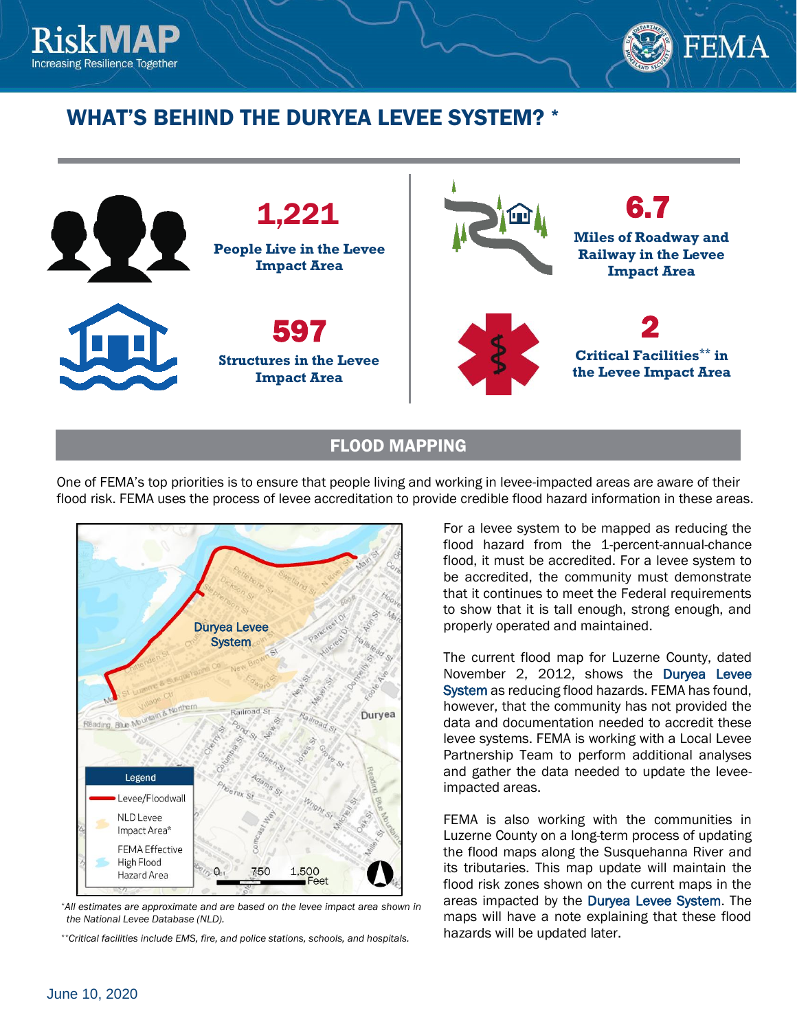# WHAT'S BEHIND THE DURYEA LEVEE SYSTEM? *

**1,221**
**People Live in the Levee Impact Area**

**597**
**Structures in the Levee Impact Area**

**6.7**
**Miles of Roadway and Railway in the Levee Impact Area**

**2**
**Critical Facilities** in the Levee Impact Area**

## FLOOD MAPPING

One of FEMA's top priorities is to ensure that people living and working in levee-impacted areas are aware of their flood risk. FEMA uses the process of levee accreditation to provide credible flood hazard information in these areas.

Duryea Levee System

Duryea

Legend
Levee/Floodwall
NLD Levee Impact Area*
FEMA Effective High Flood Hazard Area

0 750 1,500 Feet

*All estimates are approximate and are based on the levee impact area shown in the National Levee Database (NLD).*

***Critical facilities include EMS, fire, and police stations, schools, and hospitals.*

For a levee system to be mapped as reducing the flood hazard from the 1-percent-annual-chance flood, it must be accredited. For a levee system to be accredited, the community must demonstrate that it continues to meet the Federal requirements to show that it is tall enough, strong enough, and properly operated and maintained.

The current flood map for Luzerne County, dated November 2, 2012, shows the Duryea Levee System as reducing flood hazards. FEMA has found, however, that the community has not provided the data and documentation needed to accredit these levee systems. FEMA is working with a Local Levee Partnership Team to perform additional analyses and gather the data needed to update the levee-impacted areas.

FEMA is also working with the communities in Luzerne County on a long-term process of updating the flood maps along the Susquehanna River and its tributaries. This map update will maintain the flood risk zones shown on the current maps in the areas impacted by the Duryea Levee System. The maps will have a note explaining that these flood hazards will be updated later.

June 10, 2020